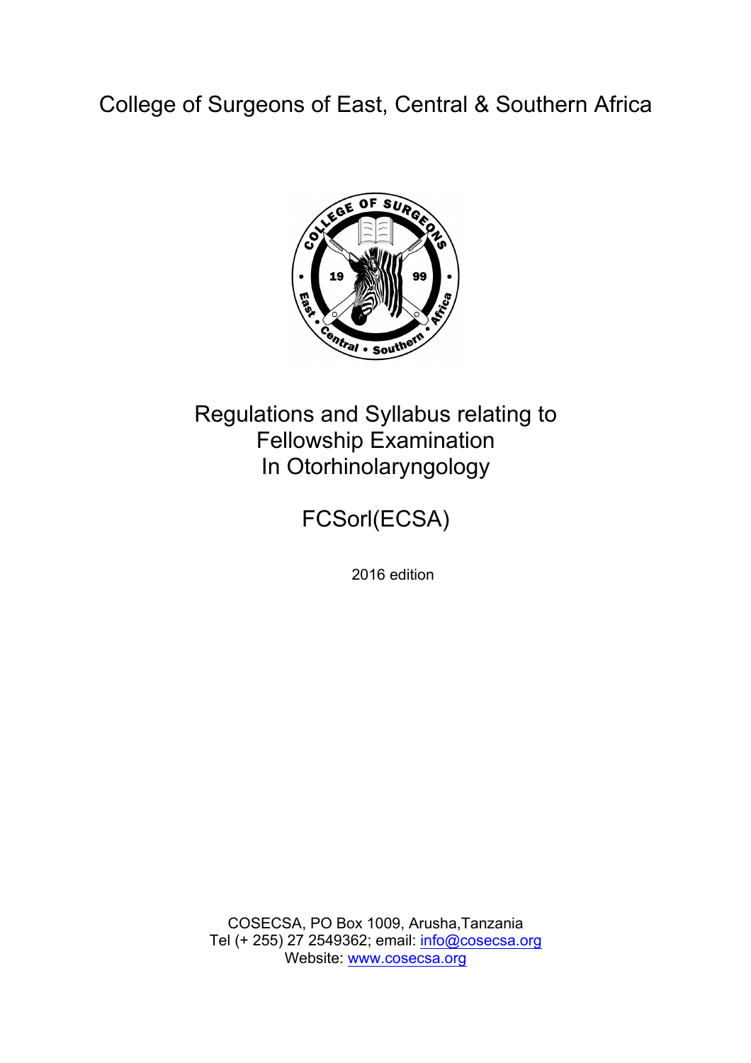# College of Surgeons of East, Central & Southern Africa

## Regulations and Syllabus relating to Fellowship Examination In Otorhinolaryngology

## FCSorl(ECSA)

2016 edition

COSECSA, PO Box 1009, Arusha,Tanzania
Tel (+ 255) 27 2549362; email: info@cosecsa.org
Website: www.cosecsa.org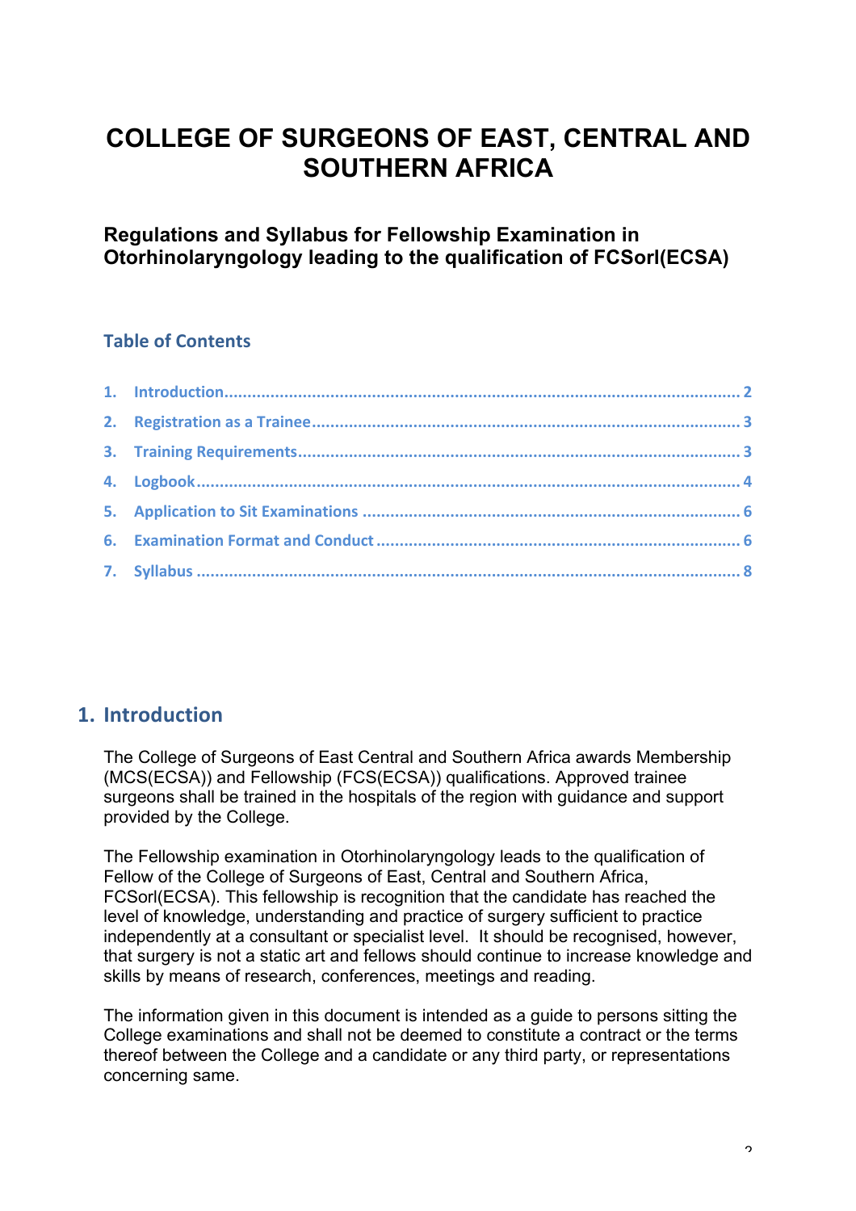# COLLEGE OF SURGEONS OF EAST, CENTRAL AND SOUTHERN AFRICA

### Regulations and Syllabus for Fellowship Examination in Otorhinolaryngology leading to the qualification of FCSorl(ECSA)

## Table of Contents

1. Introduction .......... 2
2. Registration as a Trainee .......... 3
3. Training Requirements .......... 3
4. Logbook .......... 4
5. Application to Sit Examinations .......... 6
6. Examination Format and Conduct .......... 6
7. Syllabus .......... 8

## 1. Introduction

The College of Surgeons of East Central and Southern Africa awards Membership (MCS(ECSA)) and Fellowship (FCS(ECSA)) qualifications. Approved trainee surgeons shall be trained in the hospitals of the region with guidance and support provided by the College.

The Fellowship examination in Otorhinolaryngology leads to the qualification of Fellow of the College of Surgeons of East, Central and Southern Africa, FCSorl(ECSA). This fellowship is recognition that the candidate has reached the level of knowledge, understanding and practice of surgery sufficient to practice independently at a consultant or specialist level. It should be recognised, however, that surgery is not a static art and fellows should continue to increase knowledge and skills by means of research, conferences, meetings and reading.

The information given in this document is intended as a guide to persons sitting the College examinations and shall not be deemed to constitute a contract or the terms thereof between the College and a candidate or any third party, or representations concerning same.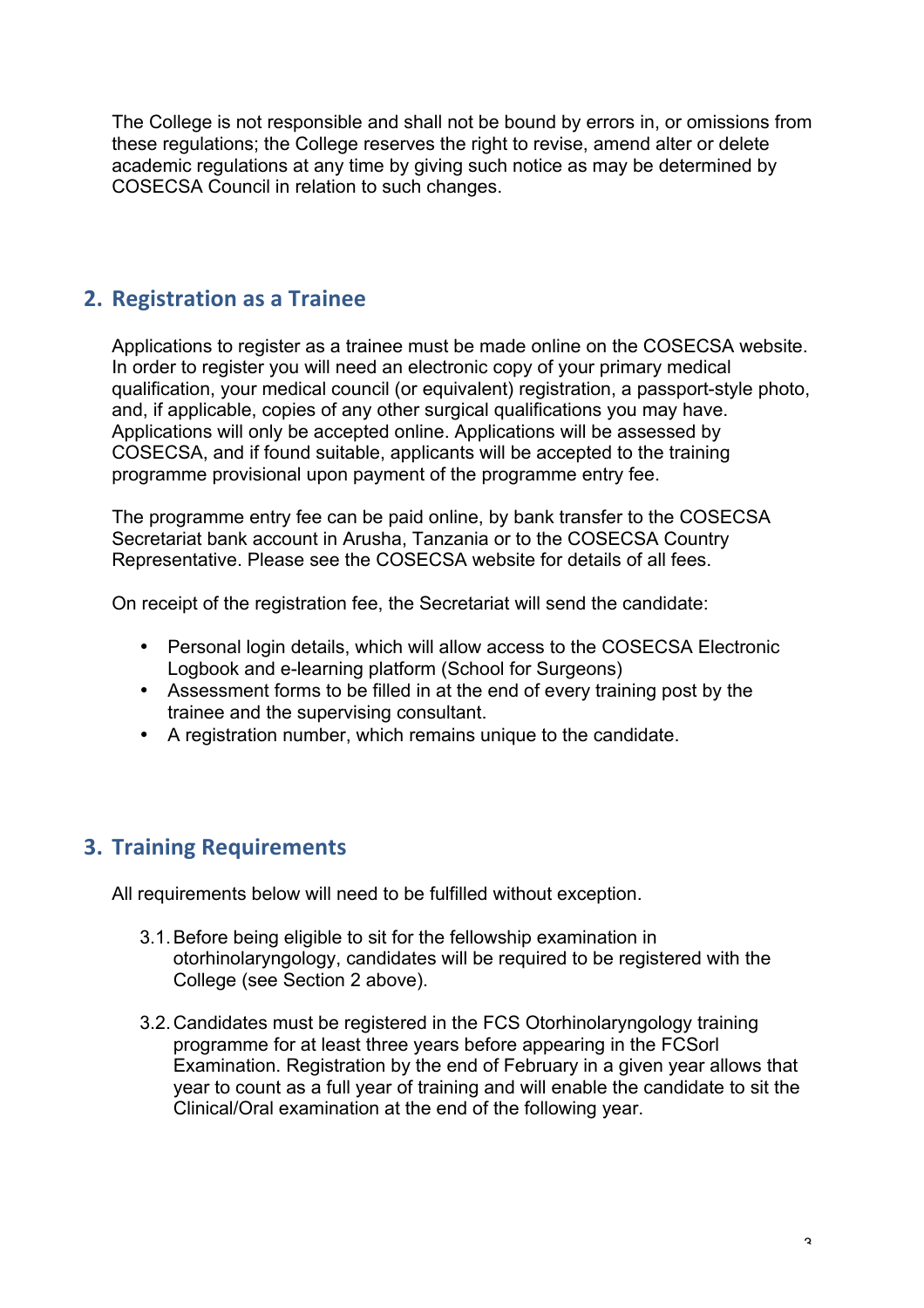The College is not responsible and shall not be bound by errors in, or omissions from these regulations; the College reserves the right to revise, amend alter or delete academic regulations at any time by giving such notice as may be determined by COSECSA Council in relation to such changes.

## 2. Registration as a Trainee

Applications to register as a trainee must be made online on the COSECSA website. In order to register you will need an electronic copy of your primary medical qualification, your medical council (or equivalent) registration, a passport-style photo, and, if applicable, copies of any other surgical qualifications you may have. Applications will only be accepted online. Applications will be assessed by COSECSA, and if found suitable, applicants will be accepted to the training programme provisional upon payment of the programme entry fee.

The programme entry fee can be paid online, by bank transfer to the COSECSA Secretariat bank account in Arusha, Tanzania or to the COSECSA Country Representative. Please see the COSECSA website for details of all fees.

On receipt of the registration fee, the Secretariat will send the candidate:

- Personal login details, which will allow access to the COSECSA Electronic Logbook and e-learning platform (School for Surgeons)
- Assessment forms to be filled in at the end of every training post by the trainee and the supervising consultant.
- A registration number, which remains unique to the candidate.

## 3. Training Requirements

All requirements below will need to be fulfilled without exception.

3.1. Before being eligible to sit for the fellowship examination in otorhinolaryngology, candidates will be required to be registered with the College (see Section 2 above).

3.2. Candidates must be registered in the FCS Otorhinolaryngology training programme for at least three years before appearing in the FCSorl Examination. Registration by the end of February in a given year allows that year to count as a full year of training and will enable the candidate to sit the Clinical/Oral examination at the end of the following year.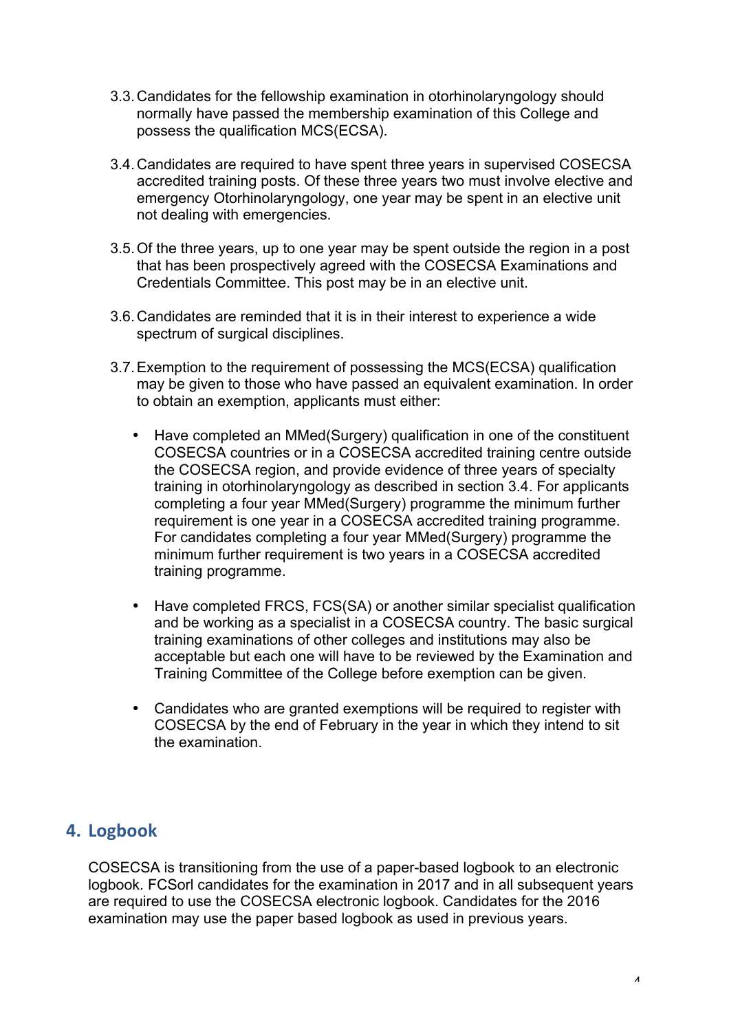3.3. Candidates for the fellowship examination in otorhinolaryngology should normally have passed the membership examination of this College and possess the qualification MCS(ECSA).

3.4. Candidates are required to have spent three years in supervised COSECSA accredited training posts. Of these three years two must involve elective and emergency Otorhinolaryngology, one year may be spent in an elective unit not dealing with emergencies.

3.5. Of the three years, up to one year may be spent outside the region in a post that has been prospectively agreed with the COSECSA Examinations and Credentials Committee. This post may be in an elective unit.

3.6. Candidates are reminded that it is in their interest to experience a wide spectrum of surgical disciplines.

3.7. Exemption to the requirement of possessing the MCS(ECSA) qualification may be given to those who have passed an equivalent examination. In order to obtain an exemption, applicants must either:

- Have completed an MMed(Surgery) qualification in one of the constituent COSECSA countries or in a COSECSA accredited training centre outside the COSECSA region, and provide evidence of three years of specialty training in otorhinolaryngology as described in section 3.4. For applicants completing a four year MMed(Surgery) programme the minimum further requirement is one year in a COSECSA accredited training programme. For candidates completing a four year MMed(Surgery) programme the minimum further requirement is two years in a COSECSA accredited training programme.

- Have completed FRCS, FCS(SA) or another similar specialist qualification and be working as a specialist in a COSECSA country. The basic surgical training examinations of other colleges and institutions may also be acceptable but each one will have to be reviewed by the Examination and Training Committee of the College before exemption can be given.

- Candidates who are granted exemptions will be required to register with COSECSA by the end of February in the year in which they intend to sit the examination.

## 4. Logbook

COSECSA is transitioning from the use of a paper-based logbook to an electronic logbook. FCSorl candidates for the examination in 2017 and in all subsequent years are required to use the COSECSA electronic logbook. Candidates for the 2016 examination may use the paper based logbook as used in previous years.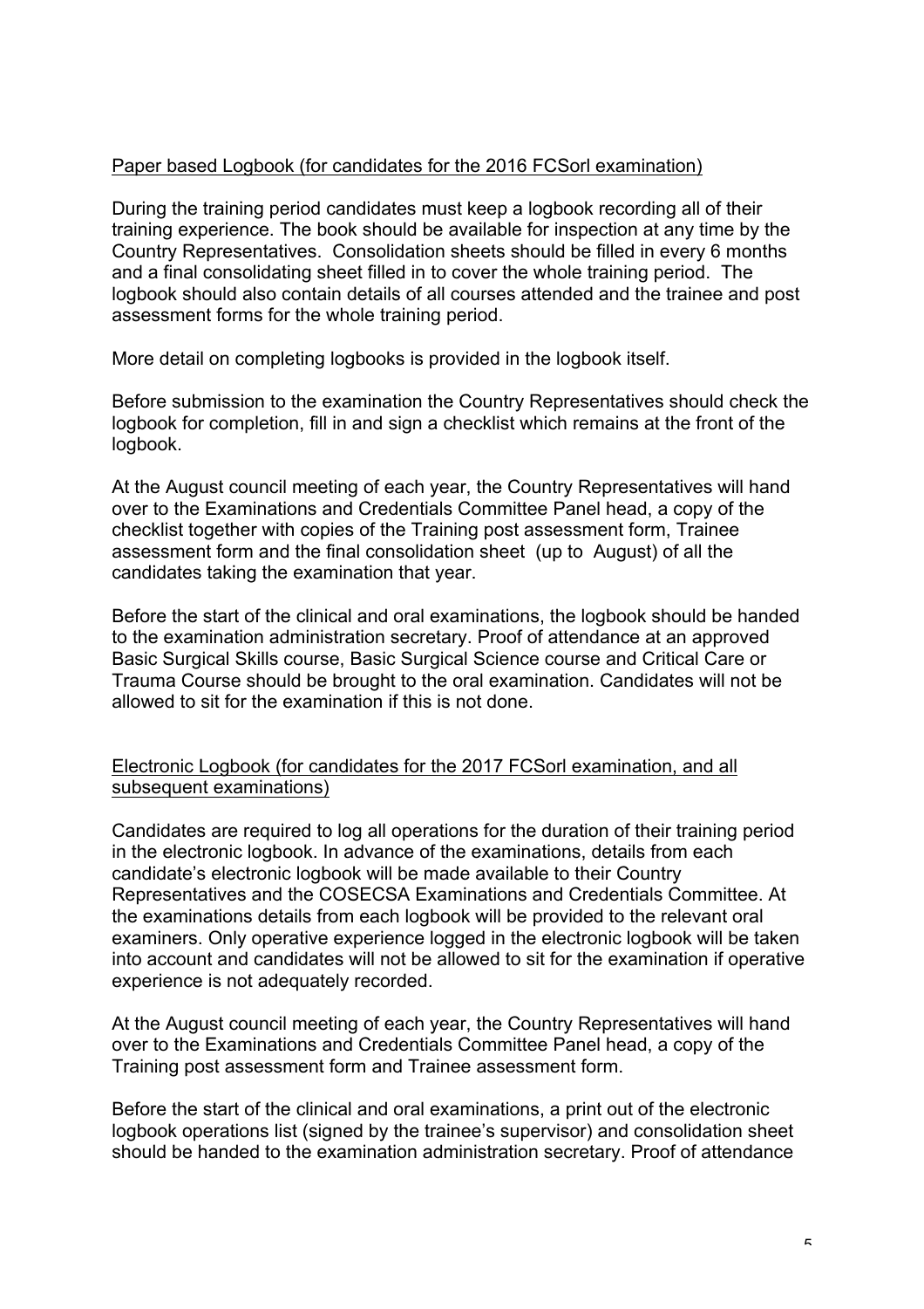Paper based Logbook (for candidates for the 2016 FCSorl examination)

During the training period candidates must keep a logbook recording all of their training experience. The book should be available for inspection at any time by the Country Representatives. Consolidation sheets should be filled in every 6 months and a final consolidating sheet filled in to cover the whole training period. The logbook should also contain details of all courses attended and the trainee and post assessment forms for the whole training period.

More detail on completing logbooks is provided in the logbook itself.

Before submission to the examination the Country Representatives should check the logbook for completion, fill in and sign a checklist which remains at the front of the logbook.

At the August council meeting of each year, the Country Representatives will hand over to the Examinations and Credentials Committee Panel head, a copy of the checklist together with copies of the Training post assessment form, Trainee assessment form and the final consolidation sheet (up to August) of all the candidates taking the examination that year.

Before the start of the clinical and oral examinations, the logbook should be handed to the examination administration secretary. Proof of attendance at an approved Basic Surgical Skills course, Basic Surgical Science course and Critical Care or Trauma Course should be brought to the oral examination. Candidates will not be allowed to sit for the examination if this is not done.

Electronic Logbook (for candidates for the 2017 FCSorl examination, and all subsequent examinations)

Candidates are required to log all operations for the duration of their training period in the electronic logbook. In advance of the examinations, details from each candidate's electronic logbook will be made available to their Country Representatives and the COSECSA Examinations and Credentials Committee. At the examinations details from each logbook will be provided to the relevant oral examiners. Only operative experience logged in the electronic logbook will be taken into account and candidates will not be allowed to sit for the examination if operative experience is not adequately recorded.

At the August council meeting of each year, the Country Representatives will hand over to the Examinations and Credentials Committee Panel head, a copy of the Training post assessment form and Trainee assessment form.

Before the start of the clinical and oral examinations, a print out of the electronic logbook operations list (signed by the trainee's supervisor) and consolidation sheet should be handed to the examination administration secretary. Proof of attendance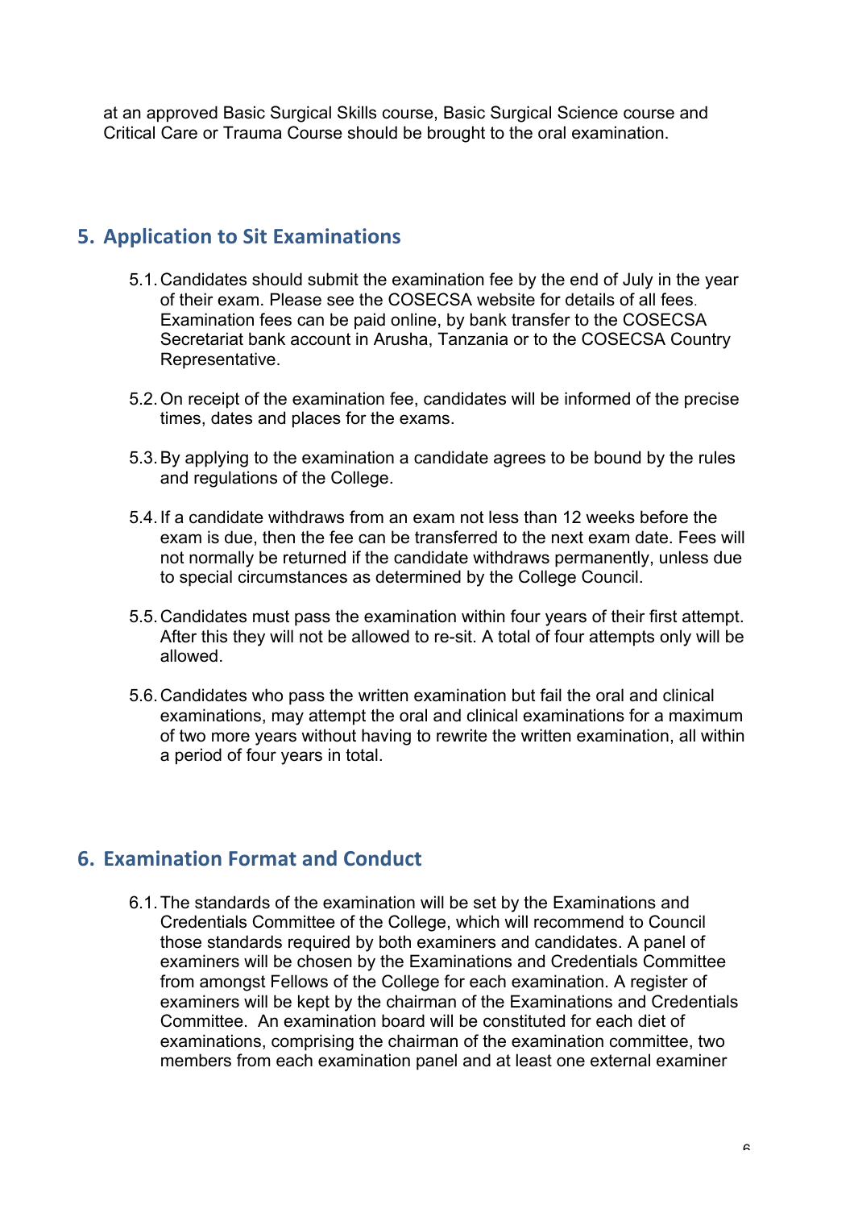at an approved Basic Surgical Skills course, Basic Surgical Science course and Critical Care or Trauma Course should be brought to the oral examination.

## 5. Application to Sit Examinations

5.1. Candidates should submit the examination fee by the end of July in the year of their exam. Please see the COSECSA website for details of all fees. Examination fees can be paid online, by bank transfer to the COSECSA Secretariat bank account in Arusha, Tanzania or to the COSECSA Country Representative.

5.2. On receipt of the examination fee, candidates will be informed of the precise times, dates and places for the exams.

5.3. By applying to the examination a candidate agrees to be bound by the rules and regulations of the College.

5.4. If a candidate withdraws from an exam not less than 12 weeks before the exam is due, then the fee can be transferred to the next exam date. Fees will not normally be returned if the candidate withdraws permanently, unless due to special circumstances as determined by the College Council.

5.5. Candidates must pass the examination within four years of their first attempt. After this they will not be allowed to re-sit. A total of four attempts only will be allowed.

5.6. Candidates who pass the written examination but fail the oral and clinical examinations, may attempt the oral and clinical examinations for a maximum of two more years without having to rewrite the written examination, all within a period of four years in total.

## 6. Examination Format and Conduct

6.1. The standards of the examination will be set by the Examinations and Credentials Committee of the College, which will recommend to Council those standards required by both examiners and candidates. A panel of examiners will be chosen by the Examinations and Credentials Committee from amongst Fellows of the College for each examination. A register of examiners will be kept by the chairman of the Examinations and Credentials Committee. An examination board will be constituted for each diet of examinations, comprising the chairman of the examination committee, two members from each examination panel and at least one external examiner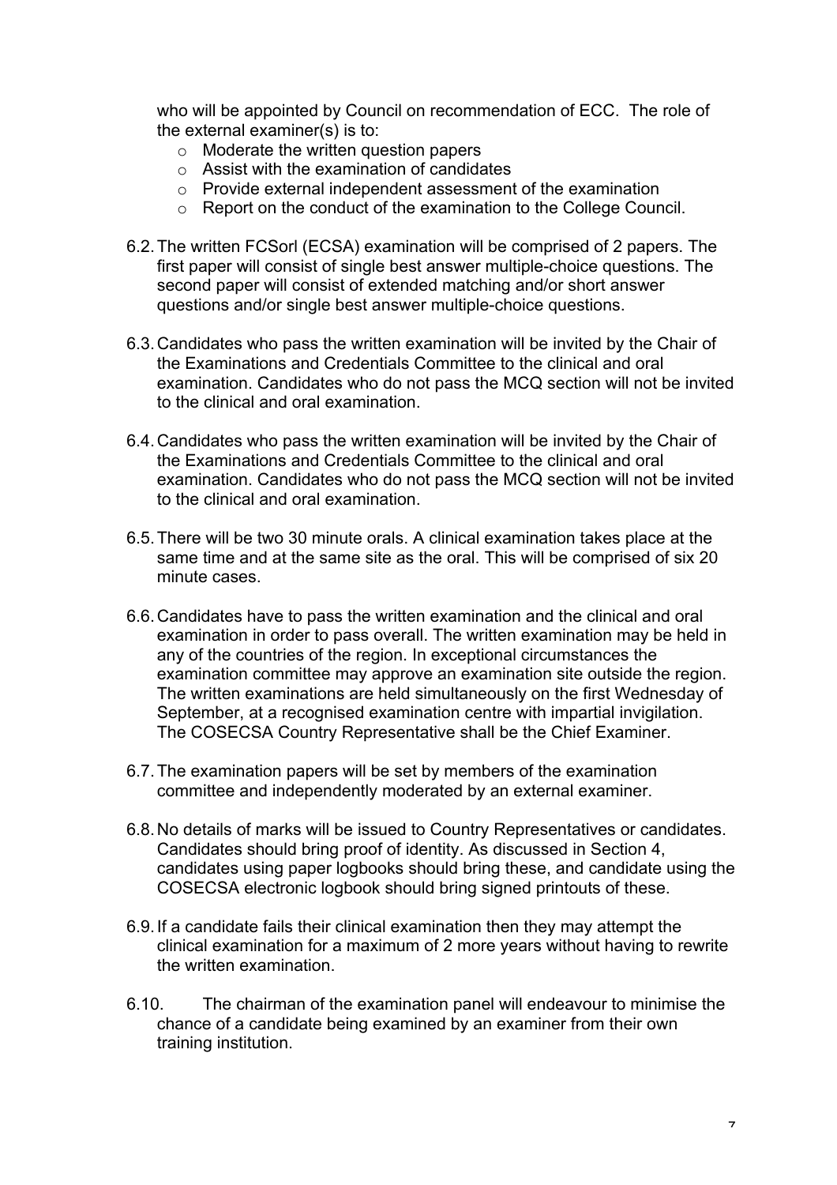who will be appointed by Council on recommendation of ECC. The role of the external examiner(s) is to:

- Moderate the written question papers
- Assist with the examination of candidates
- Provide external independent assessment of the examination
- Report on the conduct of the examination to the College Council.

6.2. The written FCSorl (ECSA) examination will be comprised of 2 papers. The first paper will consist of single best answer multiple-choice questions. The second paper will consist of extended matching and/or short answer questions and/or single best answer multiple-choice questions.

6.3. Candidates who pass the written examination will be invited by the Chair of the Examinations and Credentials Committee to the clinical and oral examination. Candidates who do not pass the MCQ section will not be invited to the clinical and oral examination.

6.4. Candidates who pass the written examination will be invited by the Chair of the Examinations and Credentials Committee to the clinical and oral examination. Candidates who do not pass the MCQ section will not be invited to the clinical and oral examination.

6.5. There will be two 30 minute orals. A clinical examination takes place at the same time and at the same site as the oral. This will be comprised of six 20 minute cases.

6.6. Candidates have to pass the written examination and the clinical and oral examination in order to pass overall. The written examination may be held in any of the countries of the region. In exceptional circumstances the examination committee may approve an examination site outside the region. The written examinations are held simultaneously on the first Wednesday of September, at a recognised examination centre with impartial invigilation. The COSECSA Country Representative shall be the Chief Examiner.

6.7. The examination papers will be set by members of the examination committee and independently moderated by an external examiner.

6.8. No details of marks will be issued to Country Representatives or candidates. Candidates should bring proof of identity. As discussed in Section 4, candidates using paper logbooks should bring these, and candidate using the COSECSA electronic logbook should bring signed printouts of these.

6.9. If a candidate fails their clinical examination then they may attempt the clinical examination for a maximum of 2 more years without having to rewrite the written examination.

6.10. The chairman of the examination panel will endeavour to minimise the chance of a candidate being examined by an examiner from their own training institution.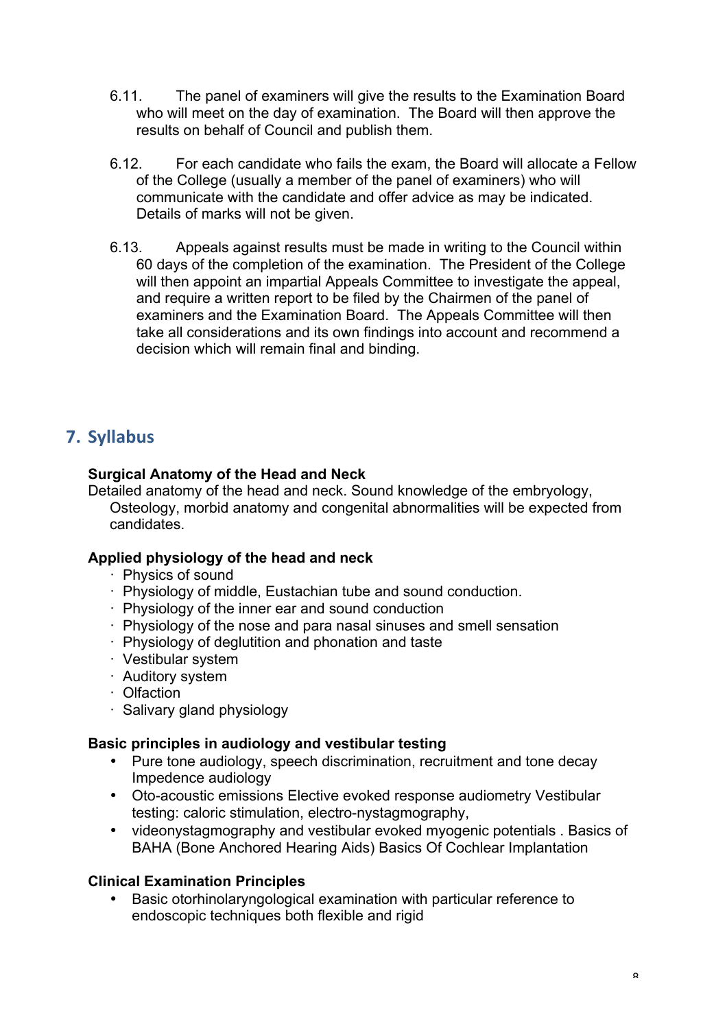6.11. The panel of examiners will give the results to the Examination Board who will meet on the day of examination. The Board will then approve the results on behalf of Council and publish them.

6.12. For each candidate who fails the exam, the Board will allocate a Fellow of the College (usually a member of the panel of examiners) who will communicate with the candidate and offer advice as may be indicated. Details of marks will not be given.

6.13. Appeals against results must be made in writing to the Council within 60 days of the completion of the examination. The President of the College will then appoint an impartial Appeals Committee to investigate the appeal, and require a written report to be filed by the Chairmen of the panel of examiners and the Examination Board. The Appeals Committee will then take all considerations and its own findings into account and recommend a decision which will remain final and binding.

## 7. Syllabus

**Surgical Anatomy of the Head and Neck**

Detailed anatomy of the head and neck. Sound knowledge of the embryology, Osteology, morbid anatomy and congenital abnormalities will be expected from candidates.

**Applied physiology of the head and neck**

- Physics of sound
- Physiology of middle, Eustachian tube and sound conduction.
- Physiology of the inner ear and sound conduction
- Physiology of the nose and para nasal sinuses and smell sensation
- Physiology of deglutition and phonation and taste
- Vestibular system
- Auditory system
- Olfaction
- Salivary gland physiology

**Basic principles in audiology and vestibular testing**

- Pure tone audiology, speech discrimination, recruitment and tone decay Impedence audiology
- Oto-acoustic emissions Elective evoked response audiometry Vestibular testing: caloric stimulation, electro-nystagmography,
- videonystagmography and vestibular evoked myogenic potentials . Basics of BAHA (Bone Anchored Hearing Aids) Basics Of Cochlear Implantation

**Clinical Examination Principles**

- Basic otorhinolaryngological examination with particular reference to endoscopic techniques both flexible and rigid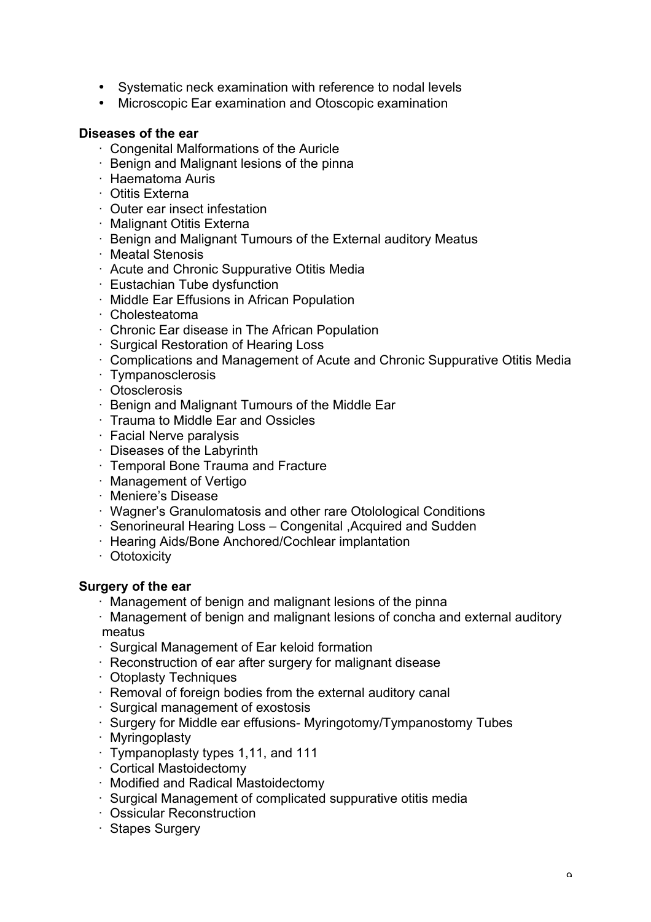- Systematic neck examination with reference to nodal levels
- Microscopic Ear examination and Otoscopic examination

**Diseases of the ear**

- Congenital Malformations of the Auricle
- Benign and Malignant lesions of the pinna
- Haematoma Auris
- Otitis Externa
- Outer ear insect infestation
- Malignant Otitis Externa
- Benign and Malignant Tumours of the External auditory Meatus
- Meatal Stenosis
- Acute and Chronic Suppurative Otitis Media
- Eustachian Tube dysfunction
- Middle Ear Effusions in African Population
- Cholesteatoma
- Chronic Ear disease in The African Population
- Surgical Restoration of Hearing Loss
- Complications and Management of Acute and Chronic Suppurative Otitis Media
- Tympanosclerosis
- Otosclerosis
- Benign and Malignant Tumours of the Middle Ear
- Trauma to Middle Ear and Ossicles
- Facial Nerve paralysis
- Diseases of the Labyrinth
- Temporal Bone Trauma and Fracture
- Management of Vertigo
- Meniere's Disease
- Wagner's Granulomatosis and other rare Otolological Conditions
- Senorineural Hearing Loss – Congenital ,Acquired and Sudden
- Hearing Aids/Bone Anchored/Cochlear implantation
- Ototoxicity

**Surgery of the ear**

- Management of benign and malignant lesions of the pinna
- Management of benign and malignant lesions of concha and external auditory meatus
- Surgical Management of Ear keloid formation
- Reconstruction of ear after surgery for malignant disease
- Otoplasty Techniques
- Removal of foreign bodies from the external auditory canal
- Surgical management of exostosis
- Surgery for Middle ear effusions- Myringotomy/Tympanostomy Tubes
- Myringoplasty
- Tympanoplasty types 1,11, and 111
- Cortical Mastoidectomy
- Modified and Radical Mastoidectomy
- Surgical Management of complicated suppurative otitis media
- Ossicular Reconstruction
- Stapes Surgery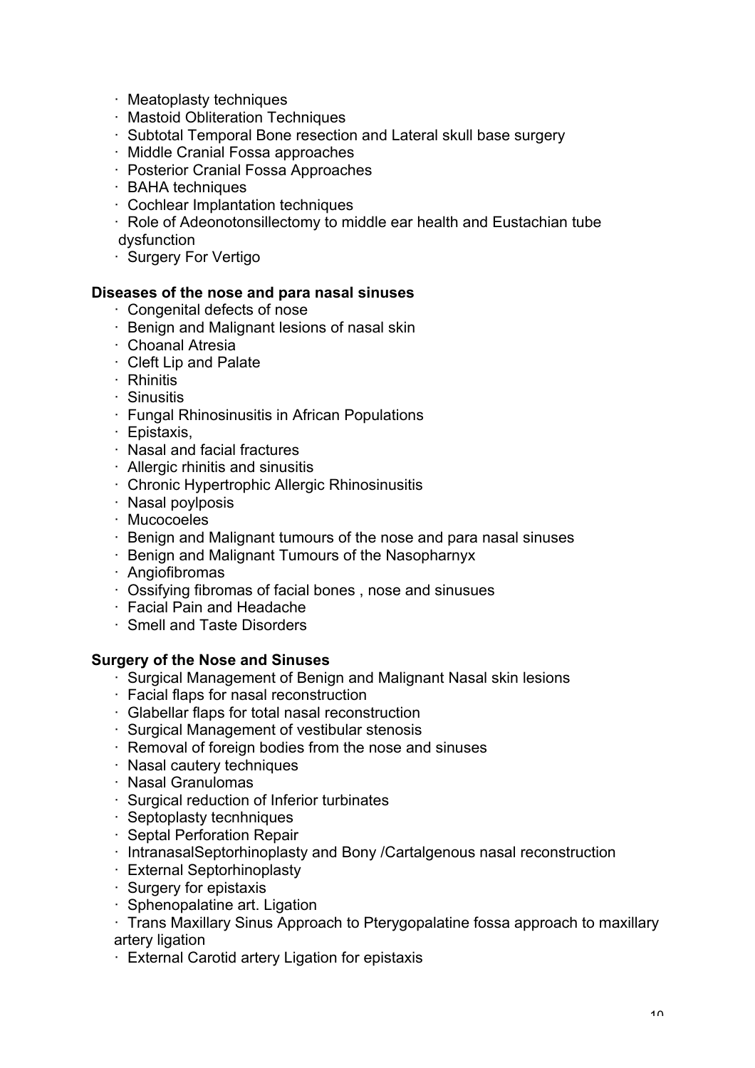- Meatoplasty techniques
- Mastoid Obliteration Techniques
- Subtotal Temporal Bone resection and Lateral skull base surgery
- Middle Cranial Fossa approaches
- Posterior Cranial Fossa Approaches
- BAHA techniques
- Cochlear Implantation techniques
- Role of Adeonotonsillectomy to middle ear health and Eustachian tube dysfunction
- Surgery For Vertigo

**Diseases of the nose and para nasal sinuses**

- Congenital defects of nose
- Benign and Malignant lesions of nasal skin
- Choanal Atresia
- Cleft Lip and Palate
- Rhinitis
- Sinusitis
- Fungal Rhinosinusitis in African Populations
- Epistaxis,
- Nasal and facial fractures
- Allergic rhinitis and sinusitis
- Chronic Hypertrophic Allergic Rhinosinusitis
- Nasal poylposis
- Mucocoeles
- Benign and Malignant tumours of the nose and para nasal sinuses
- Benign and Malignant Tumours of the Nasopharnyx
- Angiofibromas
- Ossifying fibromas of facial bones , nose and sinusues
- Facial Pain and Headache
- Smell and Taste Disorders

**Surgery of the Nose and Sinuses**

- Surgical Management of Benign and Malignant Nasal skin lesions
- Facial flaps for nasal reconstruction
- Glabellar flaps for total nasal reconstruction
- Surgical Management of vestibular stenosis
- Removal of foreign bodies from the nose and sinuses
- Nasal cautery techniques
- Nasal Granulomas
- Surgical reduction of Inferior turbinates
- Septoplasty tecnhniques
- Septal Perforation Repair
- IntranasalSeptorhinoplasty and Bony /Cartalgenous nasal reconstruction
- External Septorhinoplasty
- Surgery for epistaxis
- Sphenopalatine art. Ligation
- Trans Maxillary Sinus Approach to Pterygopalatine fossa approach to maxillary artery ligation
- External Carotid artery Ligation for epistaxis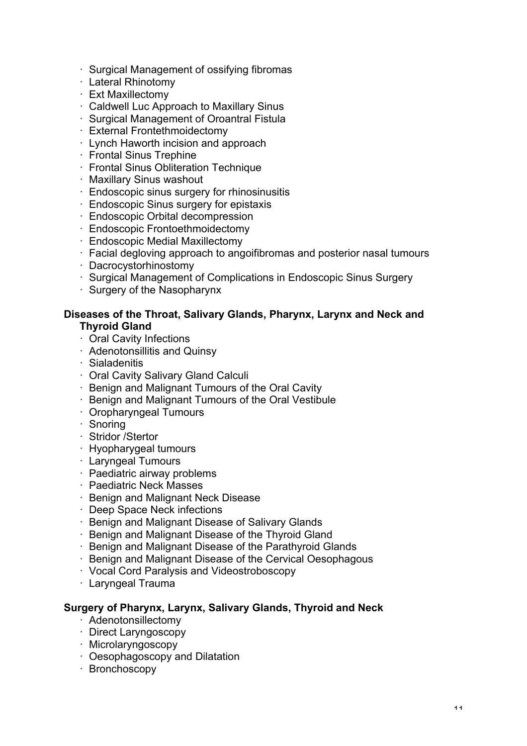- Surgical Management of ossifying fibromas
- Lateral Rhinotomy
- Ext Maxillectomy
- Caldwell Luc Approach to Maxillary Sinus
- Surgical Management of Oroantral Fistula
- External Frontethmoidectomy
- Lynch Haworth incision and approach
- Frontal Sinus Trephine
- Frontal Sinus Obliteration Technique
- Maxillary Sinus washout
- Endoscopic sinus surgery for rhinosinusitis
- Endoscopic Sinus surgery for epistaxis
- Endoscopic Orbital decompression
- Endoscopic Frontoethmoidectomy
- Endoscopic Medial Maxillectomy
- Facial degloving approach to angoifibromas and posterior nasal tumours
- Dacrocystorhinostomy
- Surgical Management of Complications in Endoscopic Sinus Surgery
- Surgery of the Nasopharynx

**Diseases of the Throat, Salivary Glands, Pharynx, Larynx and Neck and Thyroid Gland**

- Oral Cavity Infections
- Adenotonsillitis and Quinsy
- Sialadenitis
- Oral Cavity Salivary Gland Calculi
- Benign and Malignant Tumours of the Oral Cavity
- Benign and Malignant Tumours of the Oral Vestibule
- Oropharyngeal Tumours
- Snoring
- Stridor /Stertor
- Hyopharygeal tumours
- Laryngeal Tumours
- Paediatric airway problems
- Paediatric Neck Masses
- Benign and Malignant Neck Disease
- Deep Space Neck infections
- Benign and Malignant Disease of Salivary Glands
- Benign and Malignant Disease of the Thyroid Gland
- Benign and Malignant Disease of the Parathyroid Glands
- Benign and Malignant Disease of the Cervical Oesophagous
- Vocal Cord Paralysis and Videostroboscopy
- Laryngeal Trauma

**Surgery of Pharynx, Larynx, Salivary Glands, Thyroid and Neck**

- Adenotonsillectomy
- Direct Laryngoscopy
- Microlaryngoscopy
- Oesophagoscopy and Dilatation
- Bronchoscopy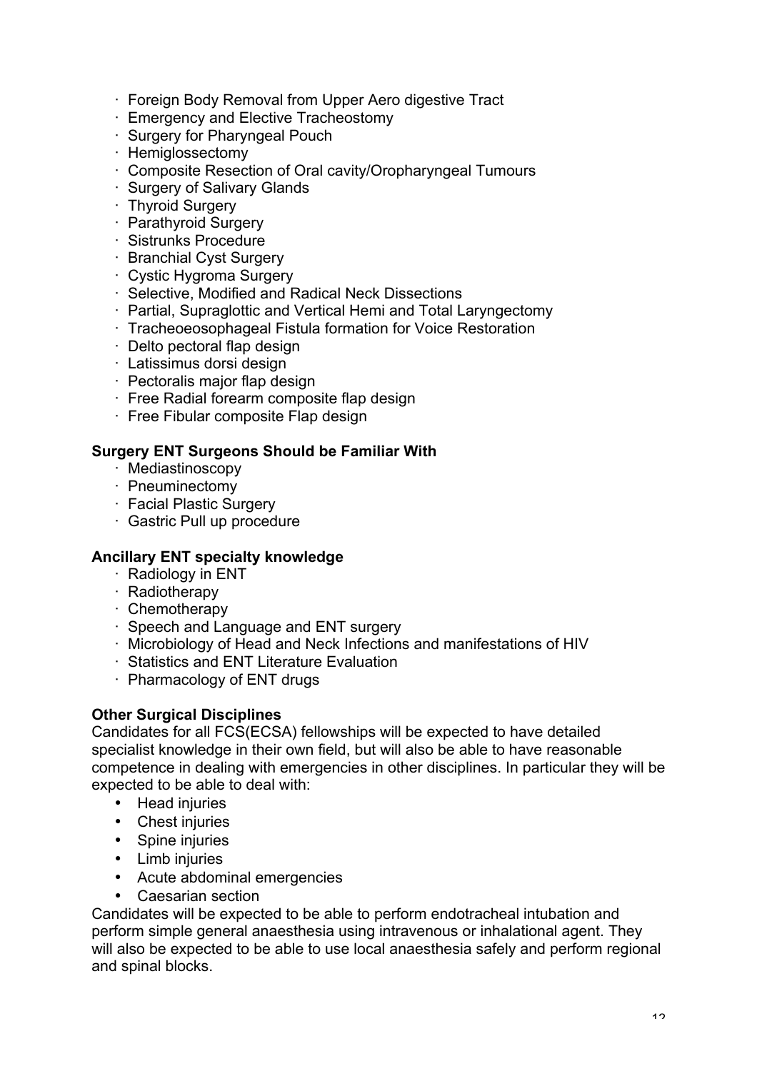- Foreign Body Removal from Upper Aero digestive Tract
- Emergency and Elective Tracheostomy
- Surgery for Pharyngeal Pouch
- Hemiglossectomy
- Composite Resection of Oral cavity/Oropharyngeal Tumours
- Surgery of Salivary Glands
- Thyroid Surgery
- Parathyroid Surgery
- Sistrunks Procedure
- Branchial Cyst Surgery
- Cystic Hygroma Surgery
- Selective, Modified and Radical Neck Dissections
- Partial, Supraglottic and Vertical Hemi and Total Laryngectomy
- Tracheoesophageal Fistula formation for Voice Restoration
- Delto pectoral flap design
- Latissimus dorsi design
- Pectoralis major flap design
- Free Radial forearm composite flap design
- Free Fibular composite Flap design

**Surgery ENT Surgeons Should be Familiar With**

- Mediastinoscopy
- Pneuminectomy
- Facial Plastic Surgery
- Gastric Pull up procedure

**Ancillary ENT specialty knowledge**

- Radiology in ENT
- Radiotherapy
- Chemotherapy
- Speech and Language and ENT surgery
- Microbiology of Head and Neck Infections and manifestations of HIV
- Statistics and ENT Literature Evaluation
- Pharmacology of ENT drugs

**Other Surgical Disciplines**

Candidates for all FCS(ECSA) fellowships will be expected to have detailed specialist knowledge in their own field, but will also be able to have reasonable competence in dealing with emergencies in other disciplines. In particular they will be expected to be able to deal with:

- Head injuries
- Chest injuries
- Spine injuries
- Limb injuries
- Acute abdominal emergencies
- Caesarian section

Candidates will be expected to be able to perform endotracheal intubation and perform simple general anaesthesia using intravenous or inhalational agent. They will also be expected to be able to use local anaesthesia safely and perform regional and spinal blocks.